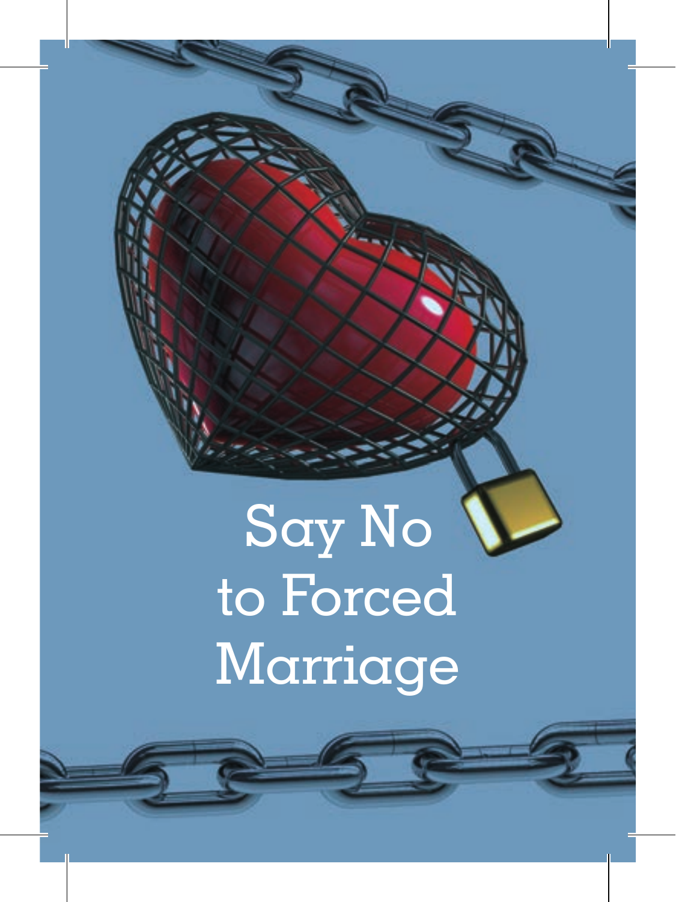# Say No to Forced Marriage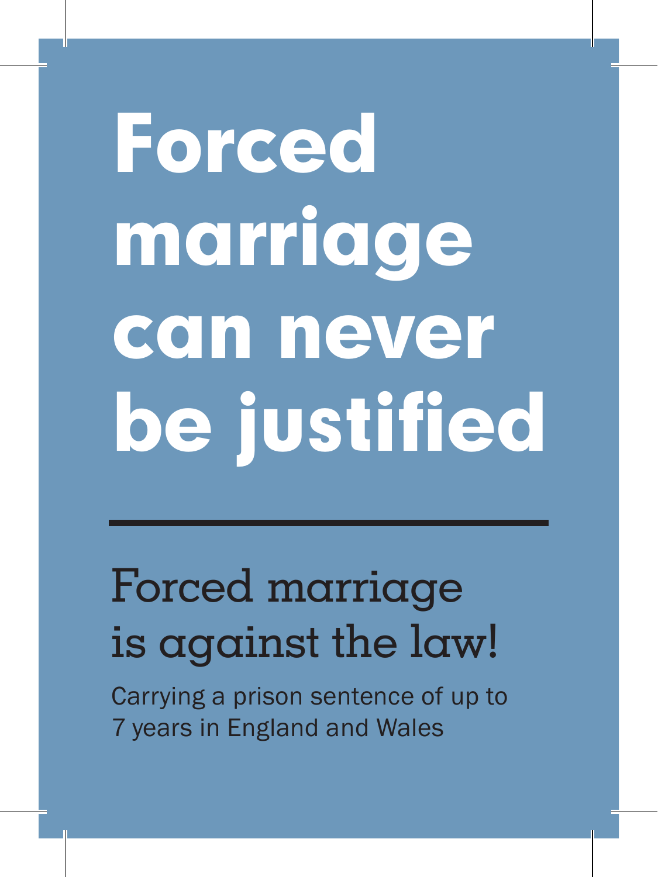# Forced marriage can never be justified

## Forced marriage is against the law!

Carrying a prison sentence of up to 7 years in England and Wales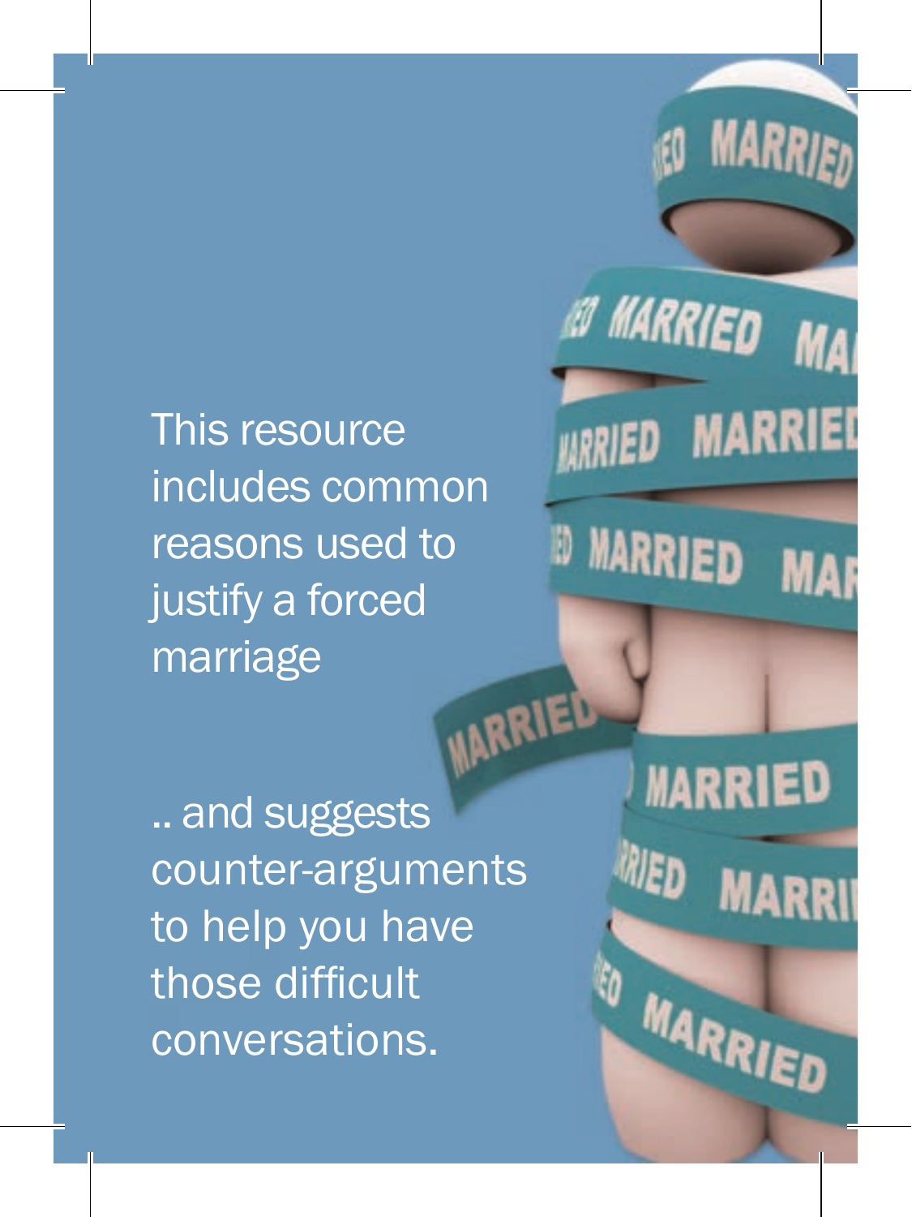This resource includes common reasons used to justify a forced marriage

.. and suggests counter-arguments to help you have those difficult conversations.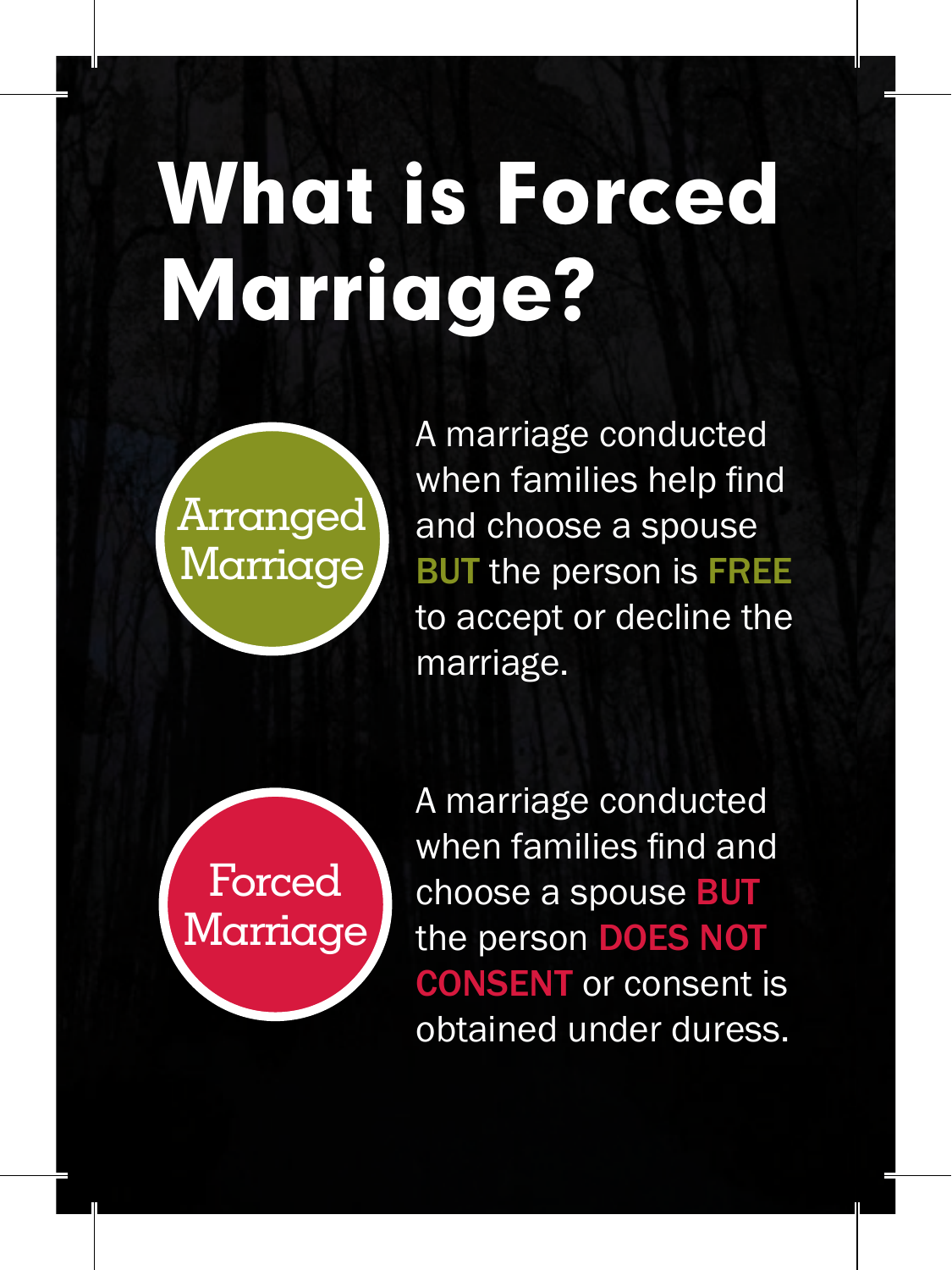# What is Forced Marriage?

**Arranged Marriage**

A marriage conducted when families help find and choose a spouse **BUT** the person is **FREE** to accept or decline the marriage.

**Forced Marriage**

A marriage conducted when families find and choose a spouse **BUT** the person **DOES NOT CONSENT** or consent is obtained under duress.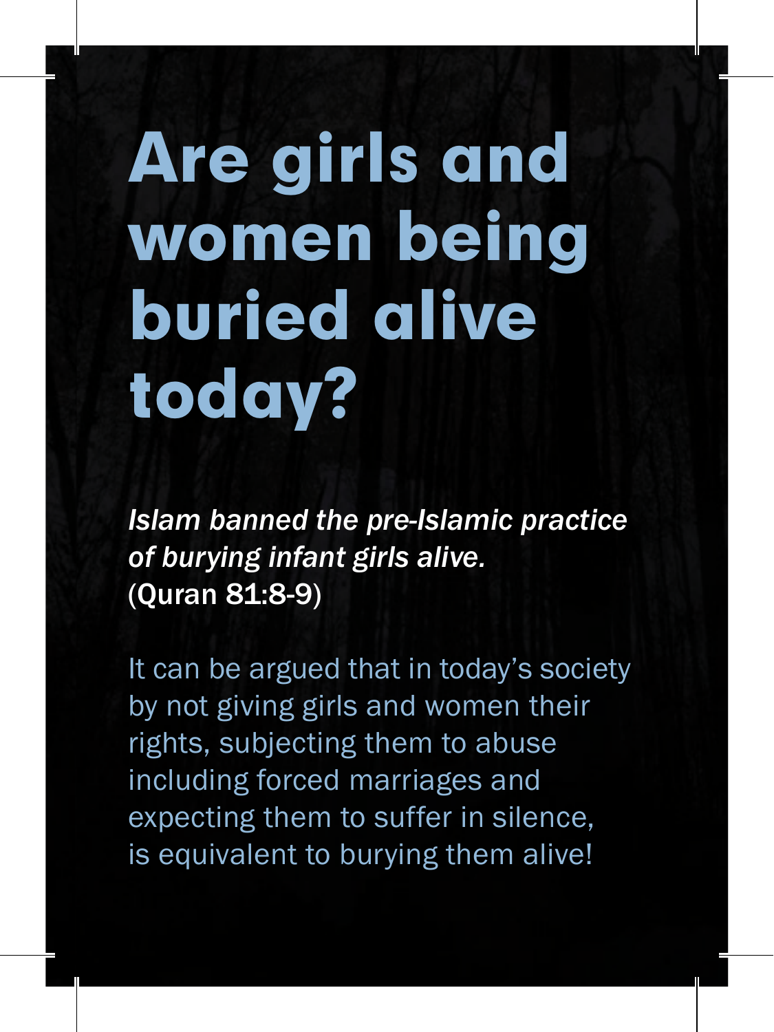# Are girls and women being buried alive today?

*Islam banned the pre-Islamic practice of burying infant girls alive.* (Quran 81:8-9)

It can be argued that in today's society by not giving girls and women their rights, subjecting them to abuse including forced marriages and expecting them to suffer in silence, is equivalent to burying them alive!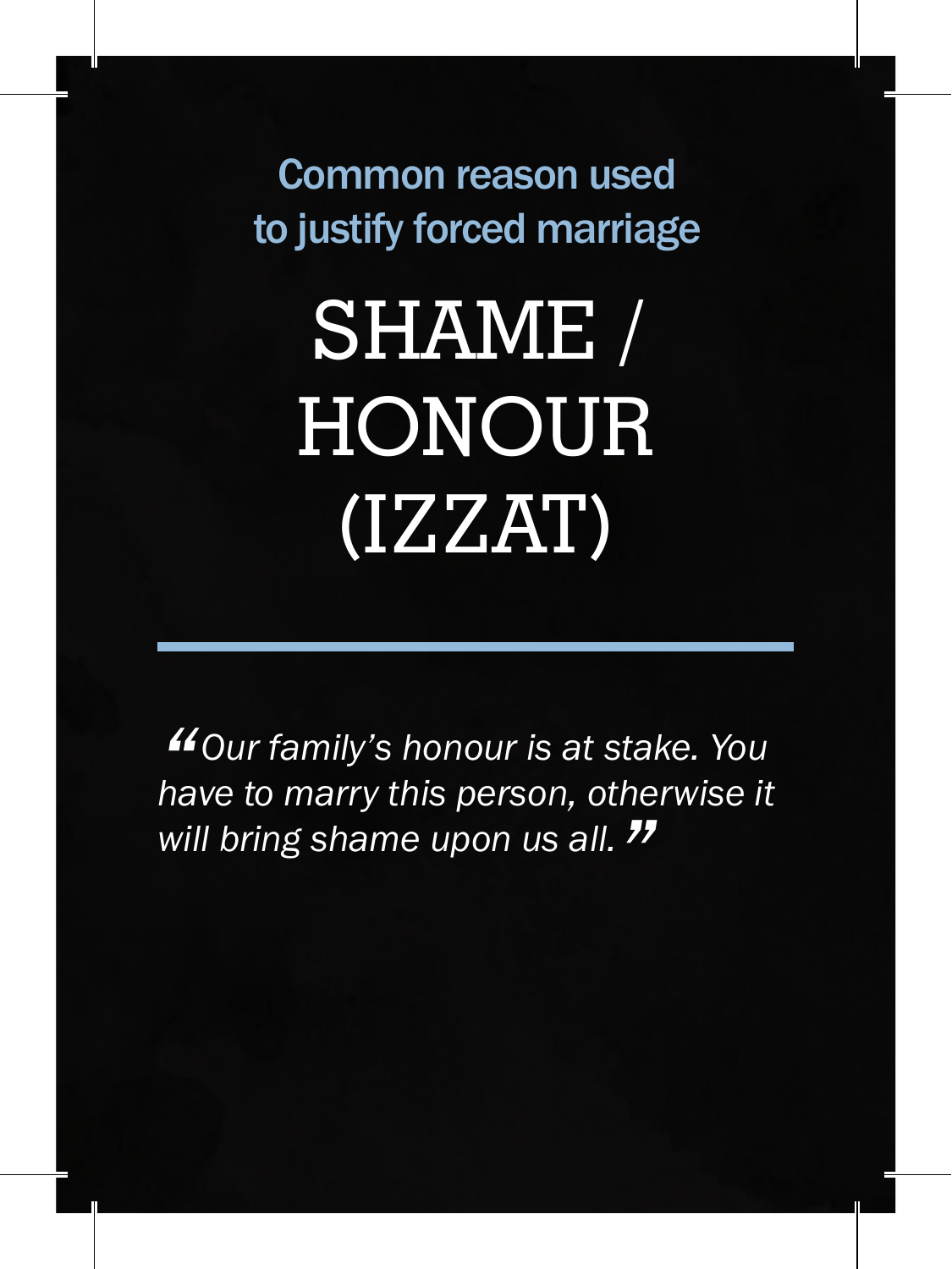Common reason used to justify forced marriage

# SHAME / HONOUR (IZZAT)

---

*“Our family’s honour is at stake. You have to marry this person, otherwise it will bring shame upon us all.”*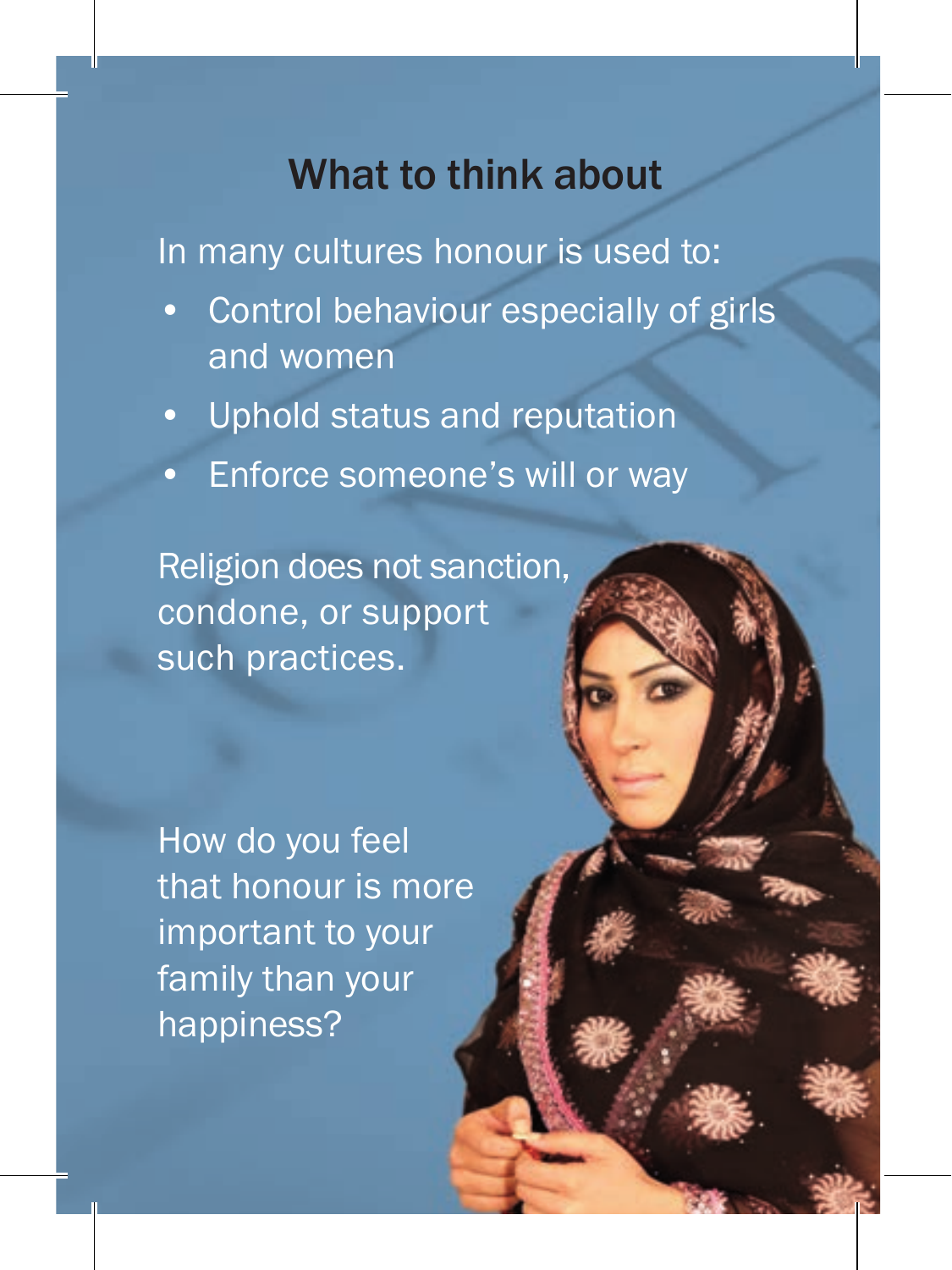## What to think about

In many cultures honour is used to:

- Control behaviour especially of girls and women
- Uphold status and reputation
- Enforce someone's will or way

Religion does not sanction, condone, or support such practices.

How do you feel that honour is more important to your family than your happiness?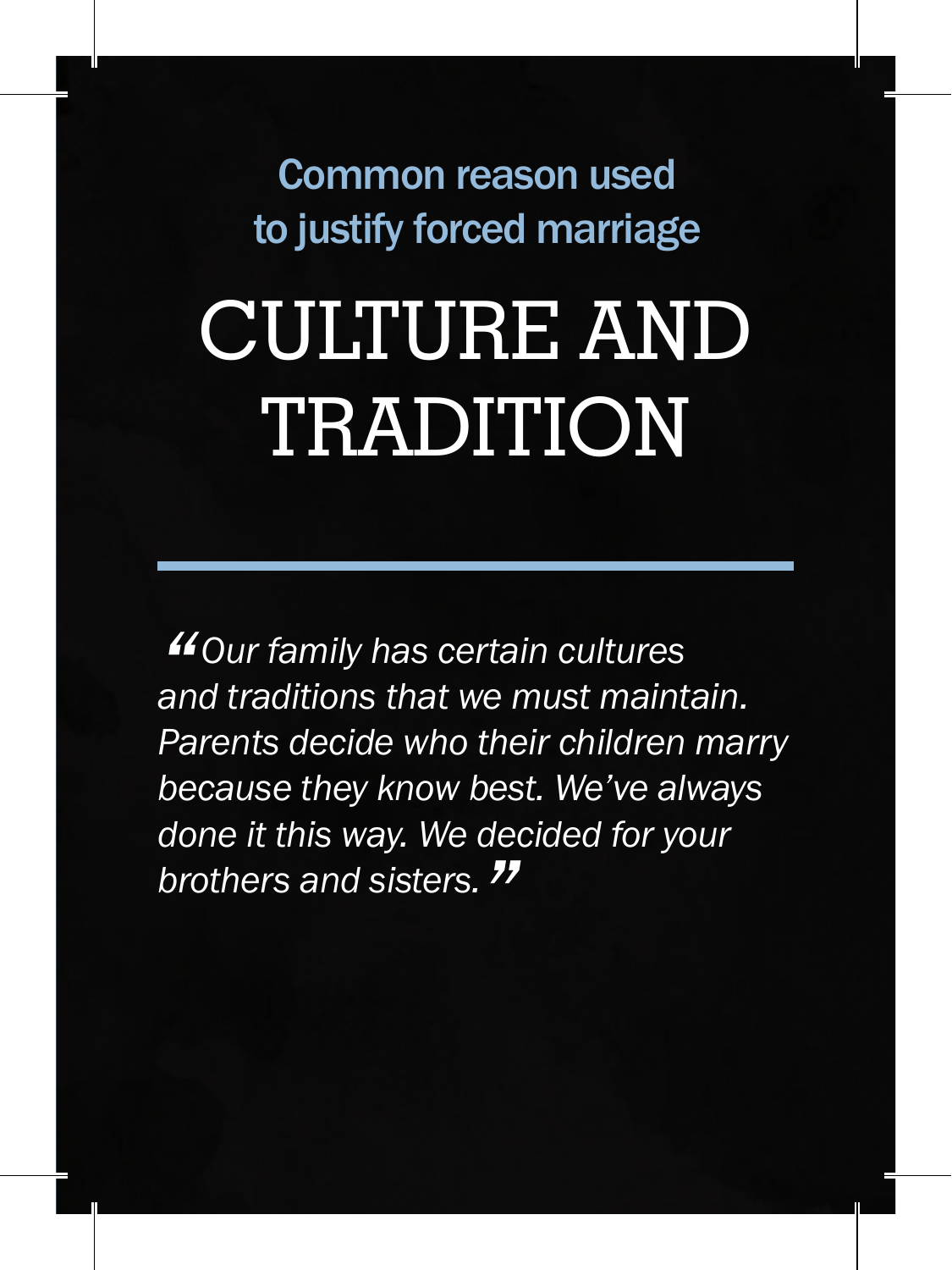### Common reason used to justify forced marriage

# CULTURE AND TRADITION

*"Our family has certain cultures and traditions that we must maintain. Parents decide who their children marry because they know best. We've always done it this way. We decided for your brothers and sisters."*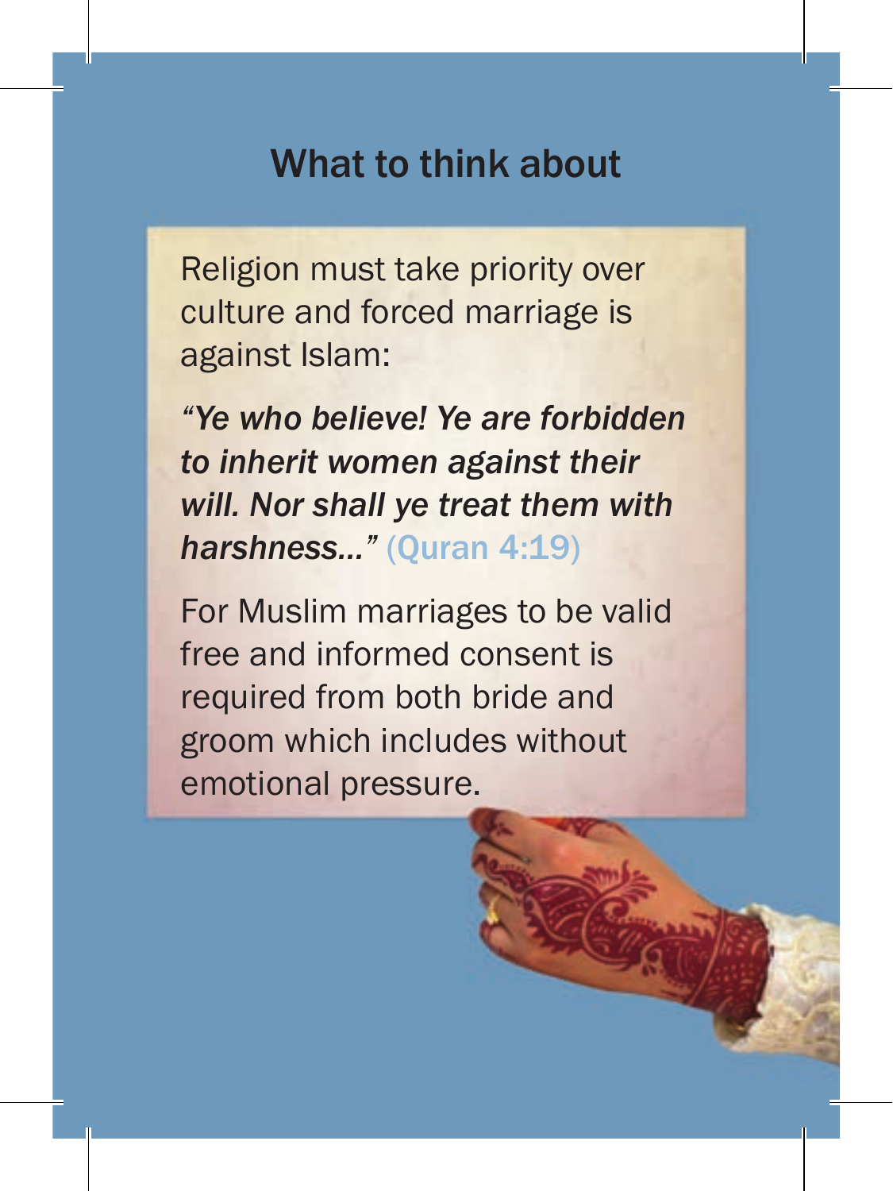## What to think about

Religion must take priority over culture and forced marriage is against Islam:

*"Ye who believe! Ye are forbidden to inherit women against their will. Nor shall ye treat them with harshness..."* (Quran 4:19)

For Muslim marriages to be valid free and informed consent is required from both bride and groom which includes without emotional pressure.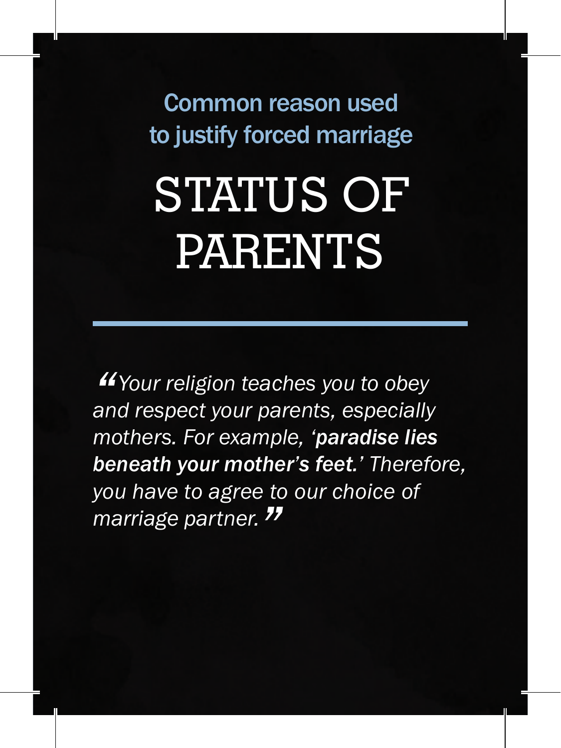Common reason used to justify forced marriage

# STATUS OF PARENTS

---

*"Your religion teaches you to obey and respect your parents, especially mothers. For example, '**paradise lies beneath your mother's feet.**' Therefore, you have to agree to our choice of marriage partner."*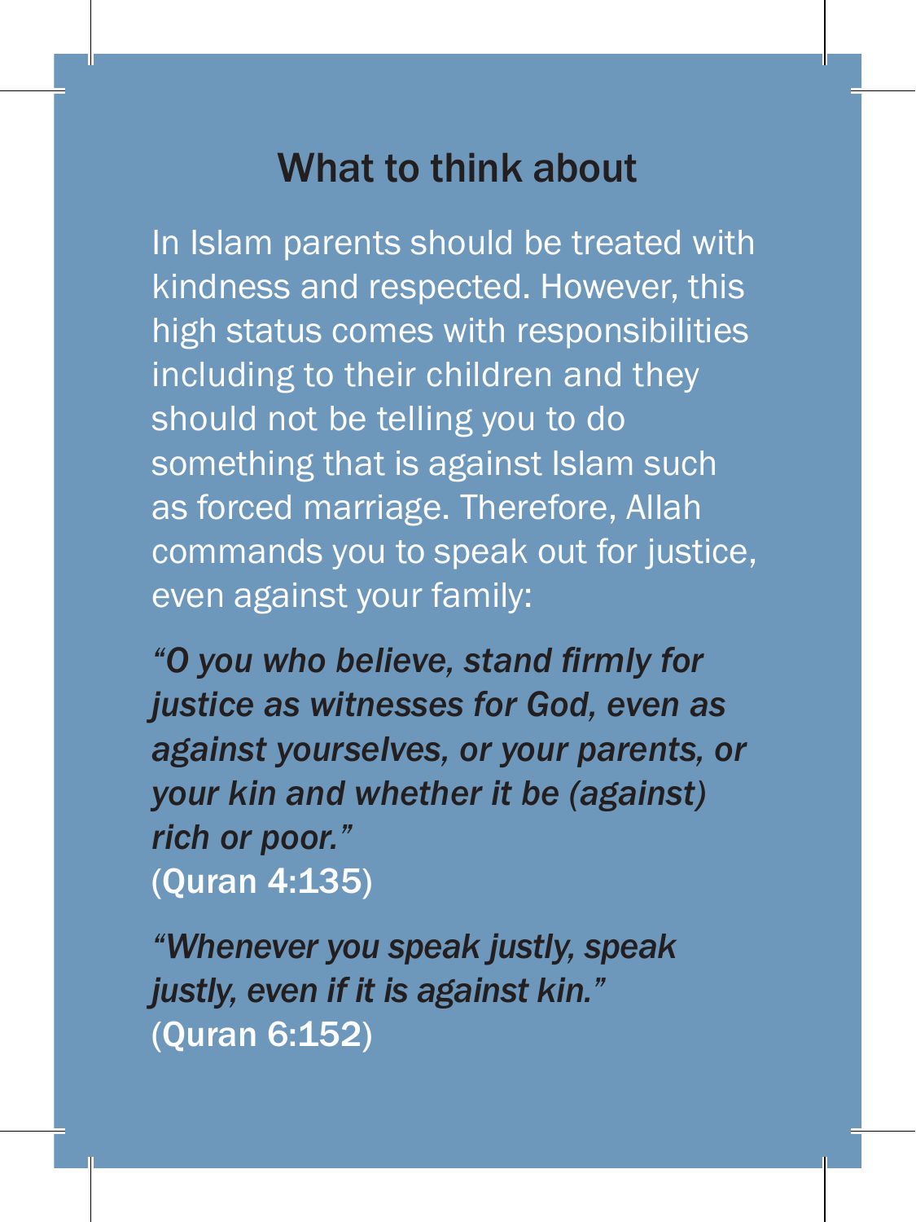## What to think about

In Islam parents should be treated with kindness and respected. However, this high status comes with responsibilities including to their children and they should not be telling you to do something that is against Islam such as forced marriage. Therefore, Allah commands you to speak out for justice, even against your family:

*"O you who believe, stand firmly for justice as witnesses for God, even as against yourselves, or your parents, or your kin and whether it be (against) rich or poor."*
**(Quran 4:135)**

*"Whenever you speak justly, speak justly, even if it is against kin."*
**(Quran 6:152)**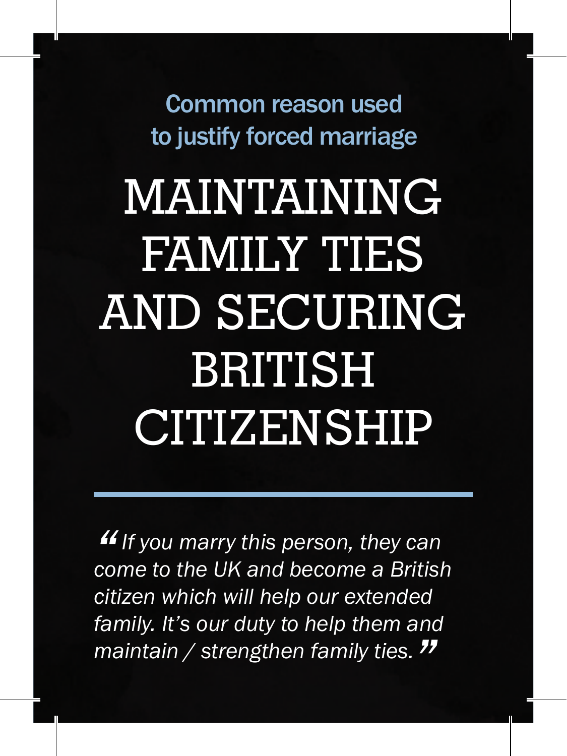Common reason used to justify forced marriage

# MAINTAINING FAMILY TIES AND SECURING BRITISH CITIZENSHIP

*"If you marry this person, they can come to the UK and become a British citizen which will help our extended family. It's our duty to help them and maintain / strengthen family ties."*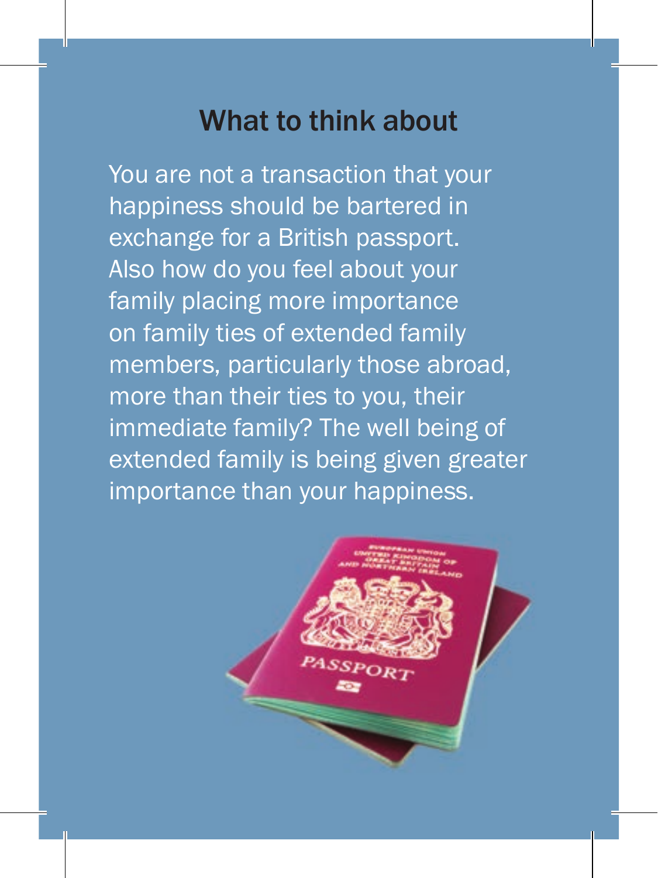## What to think about

You are not a transaction that your happiness should be bartered in exchange for a British passport. Also how do you feel about your family placing more importance on family ties of extended family members, particularly those abroad, more than their ties to you, their immediate family? The well being of extended family is being given greater importance than your happiness.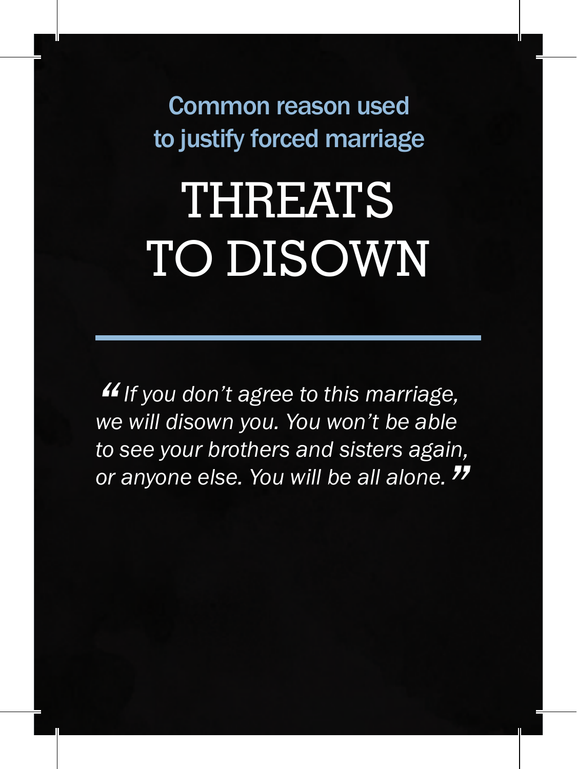Common reason used to justify forced marriage

# THREATS TO DISOWN

*"If you don't agree to this marriage, we will disown you. You won't be able to see your brothers and sisters again, or anyone else. You will be all alone."*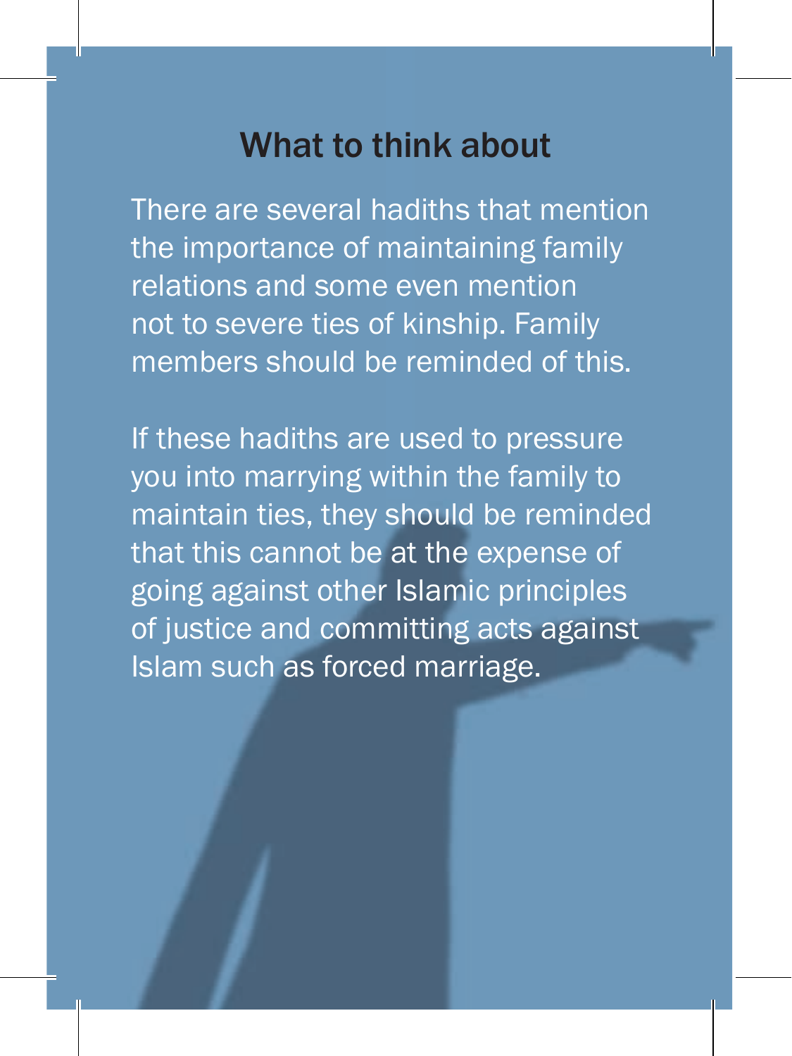## What to think about

There are several hadiths that mention the importance of maintaining family relations and some even mention not to severe ties of kinship. Family members should be reminded of this.

If these hadiths are used to pressure you into marrying within the family to maintain ties, they should be reminded that this cannot be at the expense of going against other Islamic principles of justice and committing acts against Islam such as forced marriage.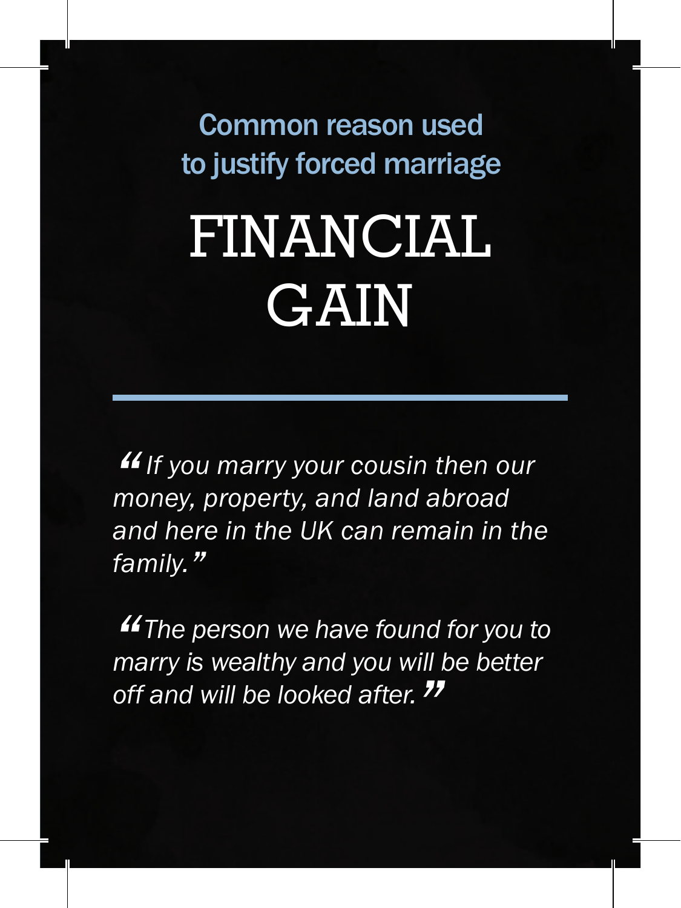Common reason used to justify forced marriage

# FINANCIAL GAIN

---

*"If you marry your cousin then our money, property, and land abroad and here in the UK can remain in the family."*

*"The person we have found for you to marry is wealthy and you will be better off and will be looked after."*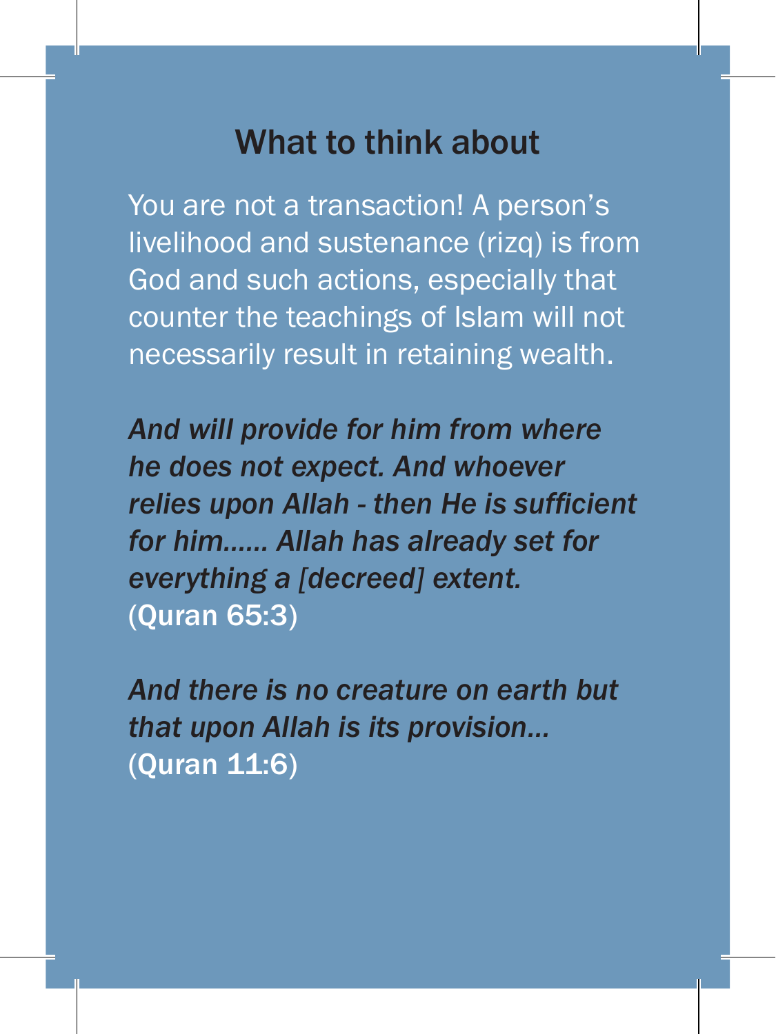## What to think about

You are not a transaction! A person's livelihood and sustenance (rizq) is from God and such actions, especially that counter the teachings of Islam will not necessarily result in retaining wealth.

***And will provide for him from where he does not expect. And whoever relies upon Allah - then He is sufficient for him...... Allah has already set for everything a [decreed] extent.***
**(Quran 65:3)**

***And there is no creature on earth but that upon Allah is its provision...***
**(Quran 11:6)**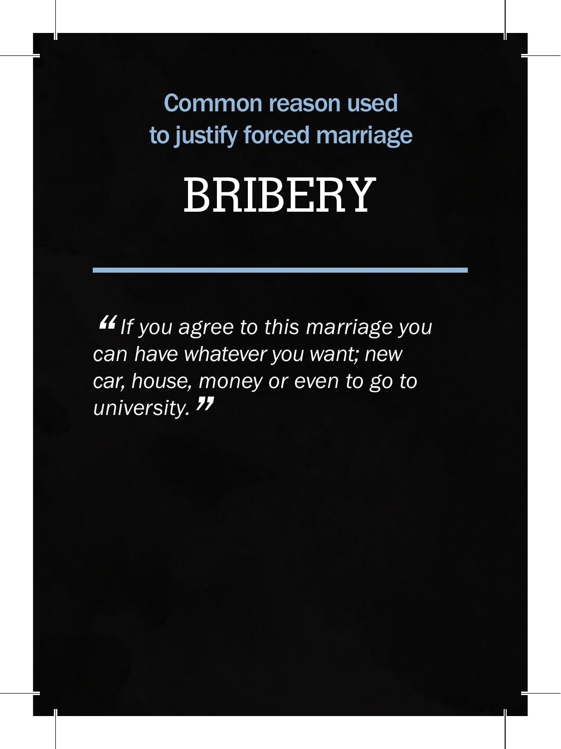Common reason used to justify forced marriage

# BRIBERY

*"If you agree to this marriage you can have whatever you want; new car, house, money or even to go to university."*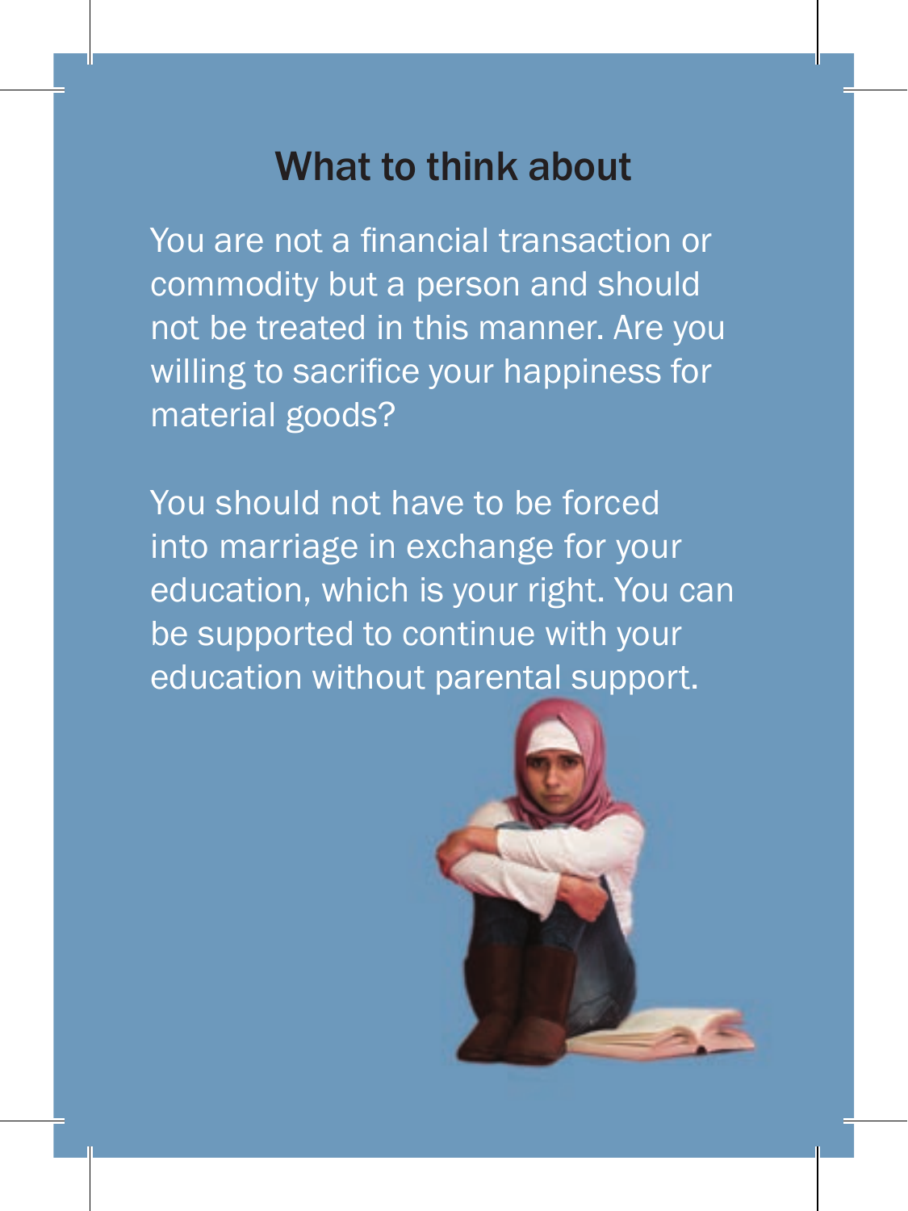## What to think about

You are not a financial transaction or commodity but a person and should not be treated in this manner. Are you willing to sacrifice your happiness for material goods?

You should not have to be forced into marriage in exchange for your education, which is your right. You can be supported to continue with your education without parental support.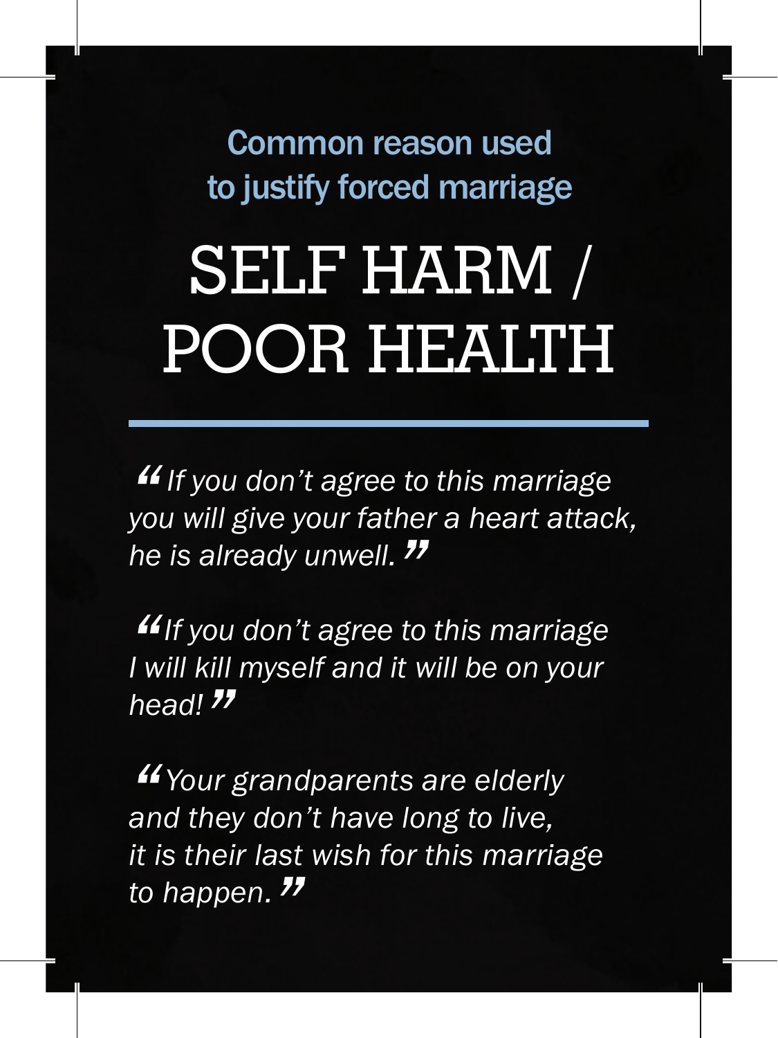### Common reason used to justify forced marriage

# SELF HARM / POOR HEALTH

---

*“If you don’t agree to this marriage you will give your father a heart attack, he is already unwell.”*

*“If you don’t agree to this marriage I will kill myself and it will be on your head!”*

*“Your grandparents are elderly and they don’t have long to live, it is their last wish for this marriage to happen.”*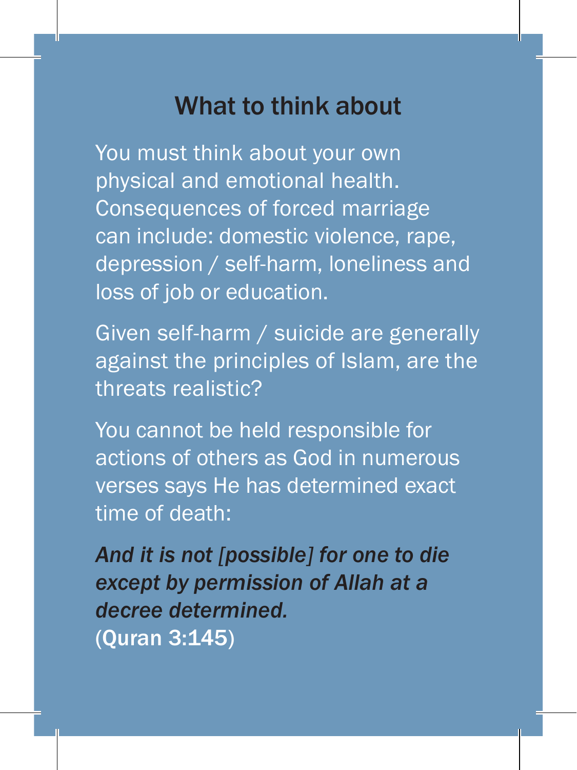## What to think about

You must think about your own physical and emotional health. Consequences of forced marriage can include: domestic violence, rape, depression / self-harm, loneliness and loss of job or education.

Given self-harm / suicide are generally against the principles of Islam, are the threats realistic?

You cannot be held responsible for actions of others as God in numerous verses says He has determined exact time of death:

***And it is not [possible] for one to die except by permission of Allah at a decree determined.***
**(Quran 3:145)**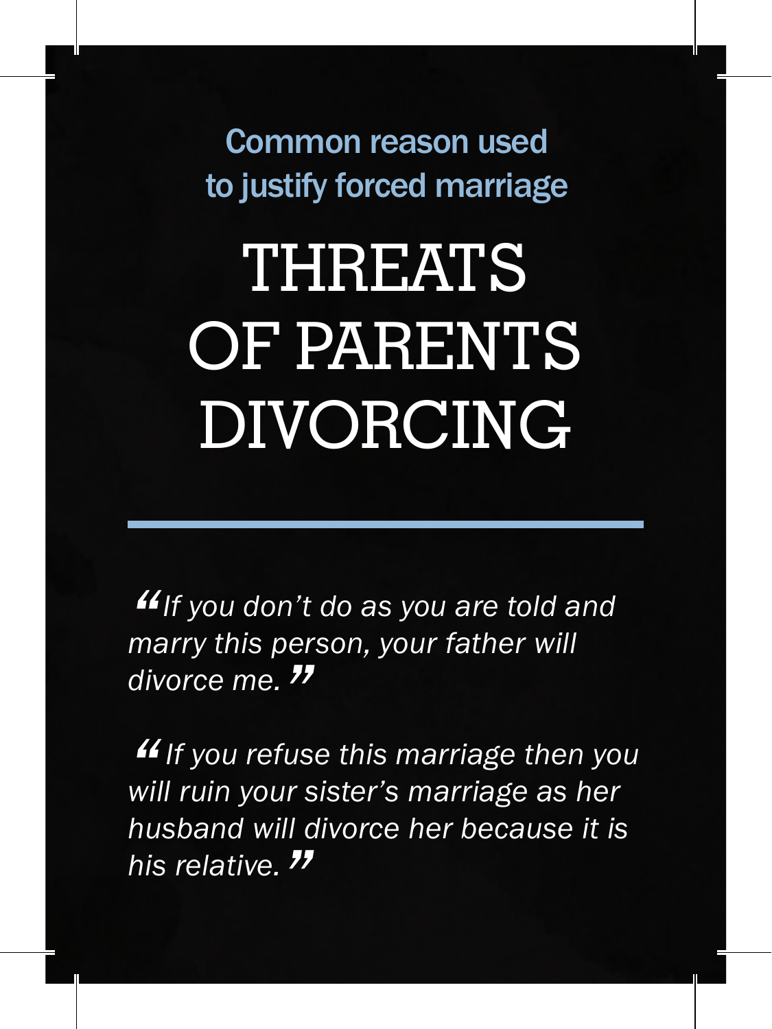Common reason used to justify forced marriage

# THREATS OF PARENTS DIVORCING

*"If you don't do as you are told and marry this person, your father will divorce me."*

*"If you refuse this marriage then you will ruin your sister's marriage as her husband will divorce her because it is his relative."*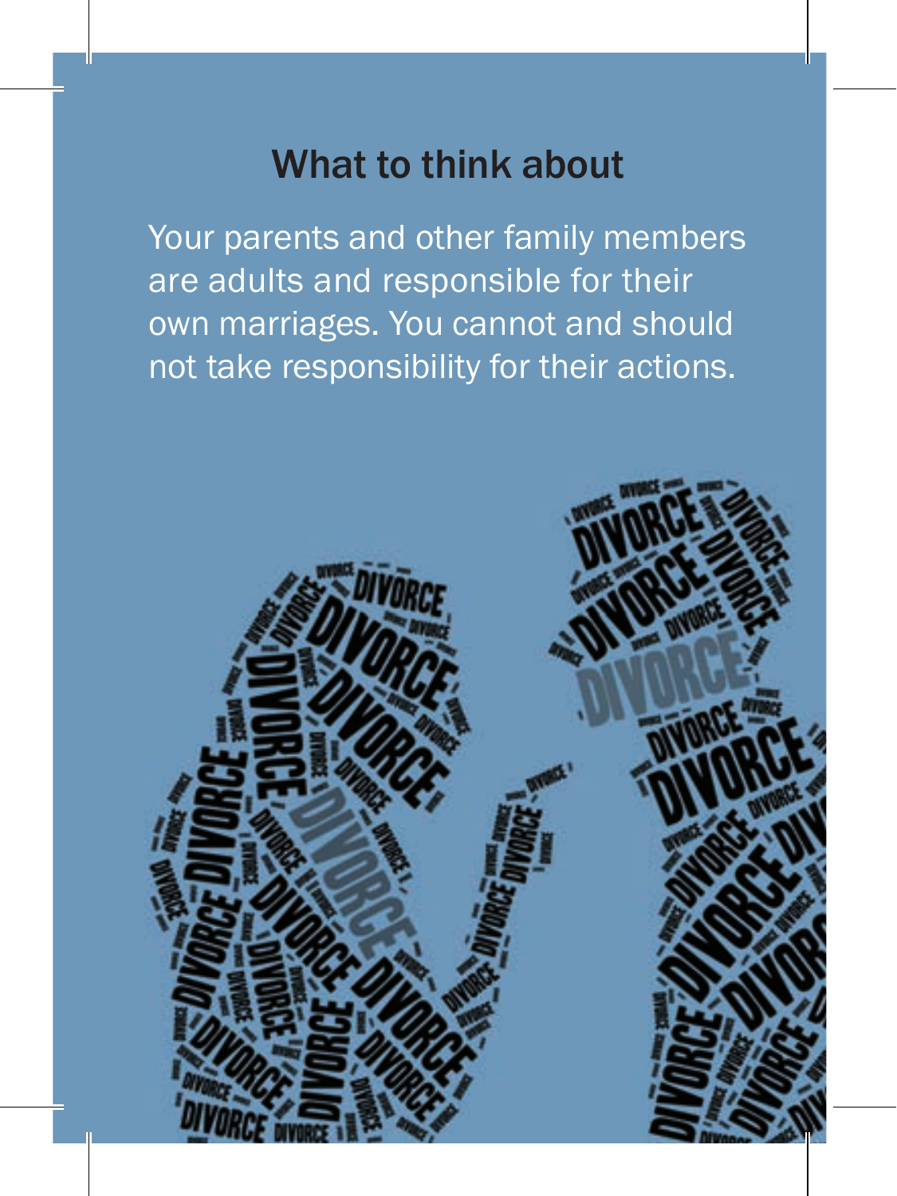## What to think about

Your parents and other family members are adults and responsible for their own marriages. You cannot and should not take responsibility for their actions.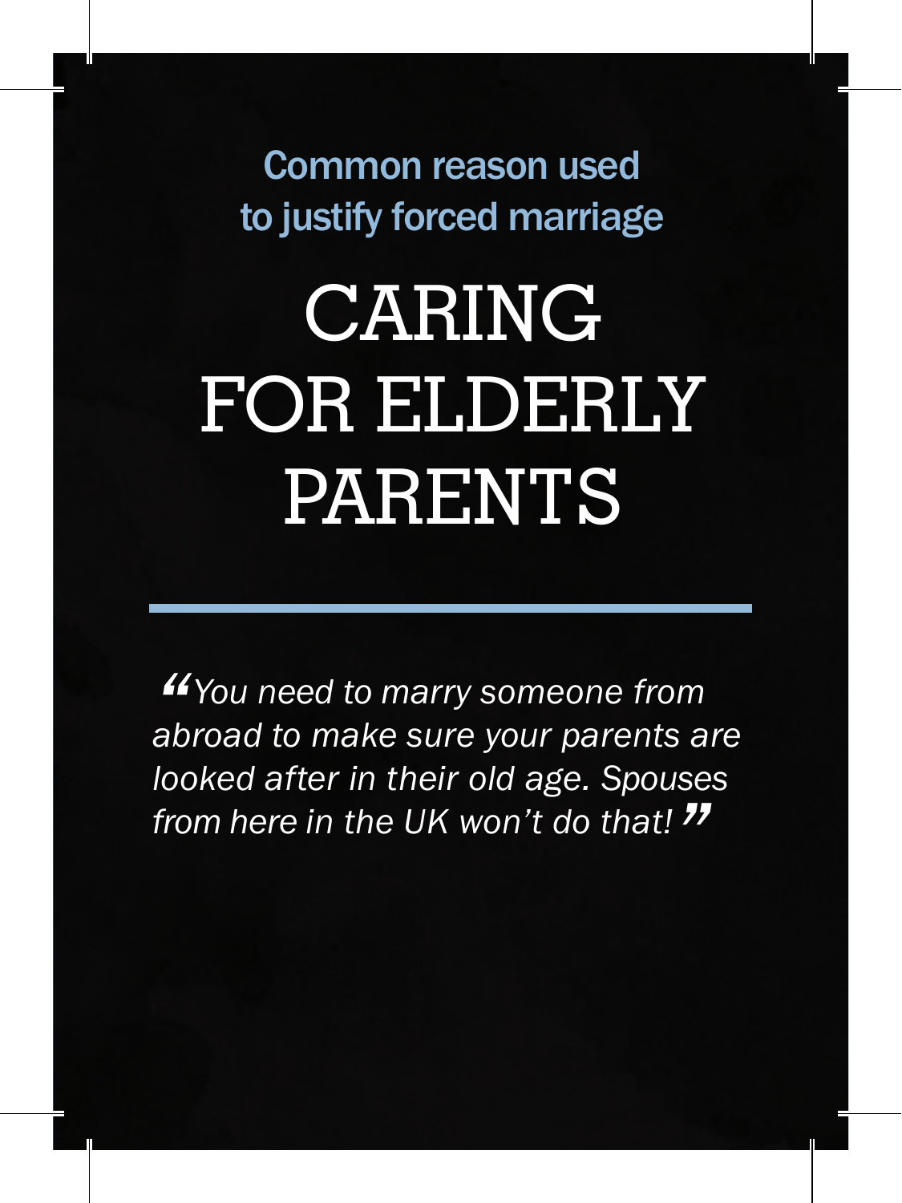Common reason used to justify forced marriage

# CARING FOR ELDERLY PARENTS

*"You need to marry someone from abroad to make sure your parents are looked after in their old age. Spouses from here in the UK won't do that!"*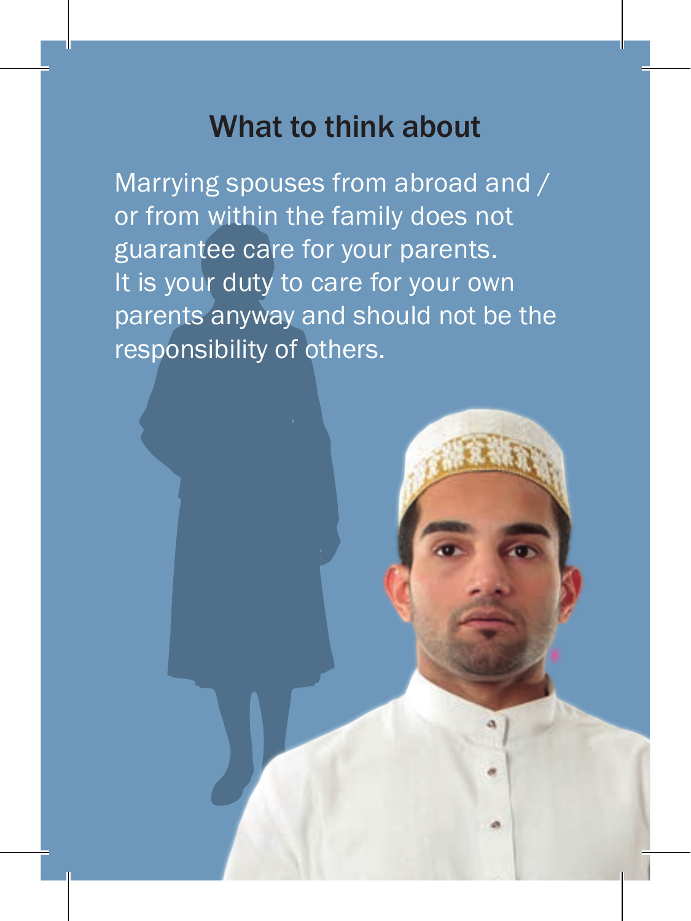## What to think about

Marrying spouses from abroad and / or from within the family does not guarantee care for your parents. It is your duty to care for your own parents anyway and should not be the responsibility of others.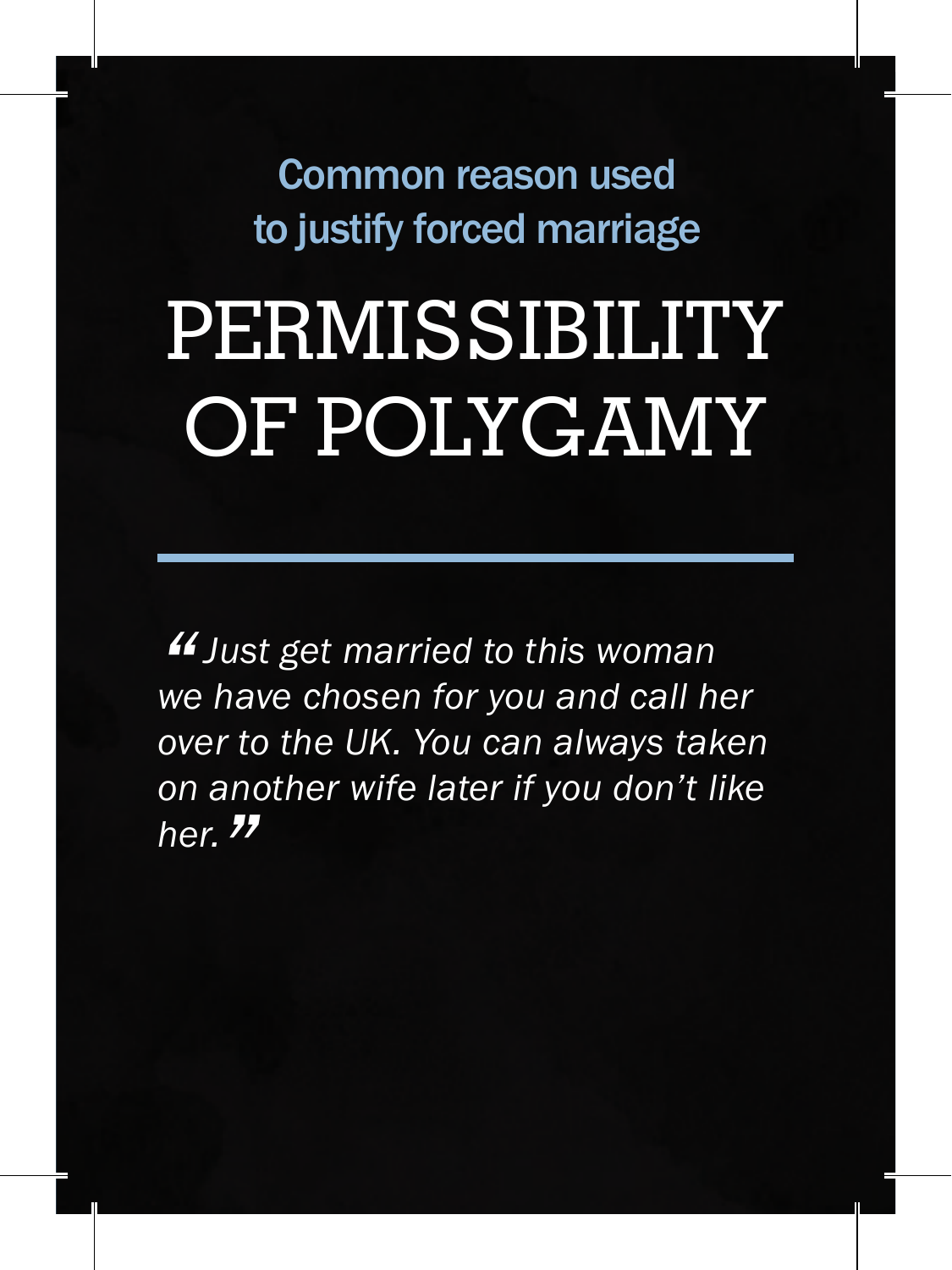Common reason used to justify forced marriage

# PERMISSIBILITY OF POLYGAMY

*"Just get married to this woman we have chosen for you and call her over to the UK. You can always taken on another wife later if you don't like her."*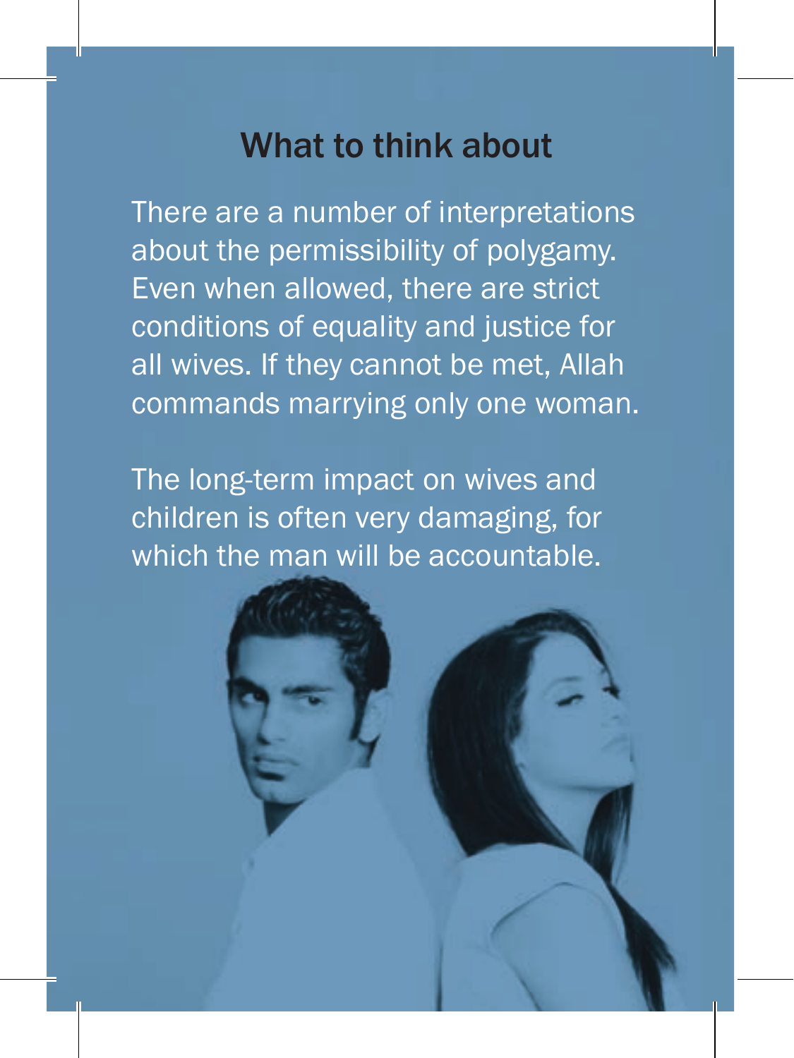## What to think about

There are a number of interpretations about the permissibility of polygamy. Even when allowed, there are strict conditions of equality and justice for all wives. If they cannot be met, Allah commands marrying only one woman.

The long-term impact on wives and children is often very damaging, for which the man will be accountable.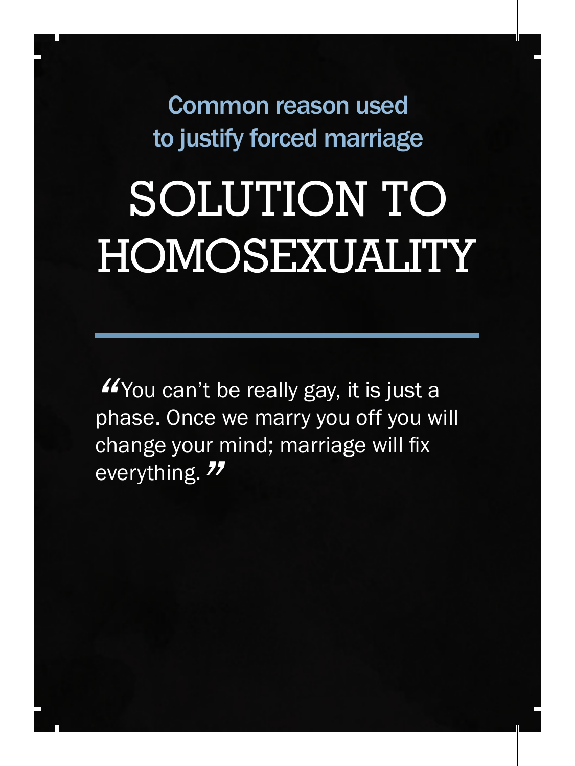Common reason used to justify forced marriage

# SOLUTION TO HOMOSEXUALITY

"You can't be really gay, it is just a phase. Once we marry you off you will change your mind; marriage will fix everything."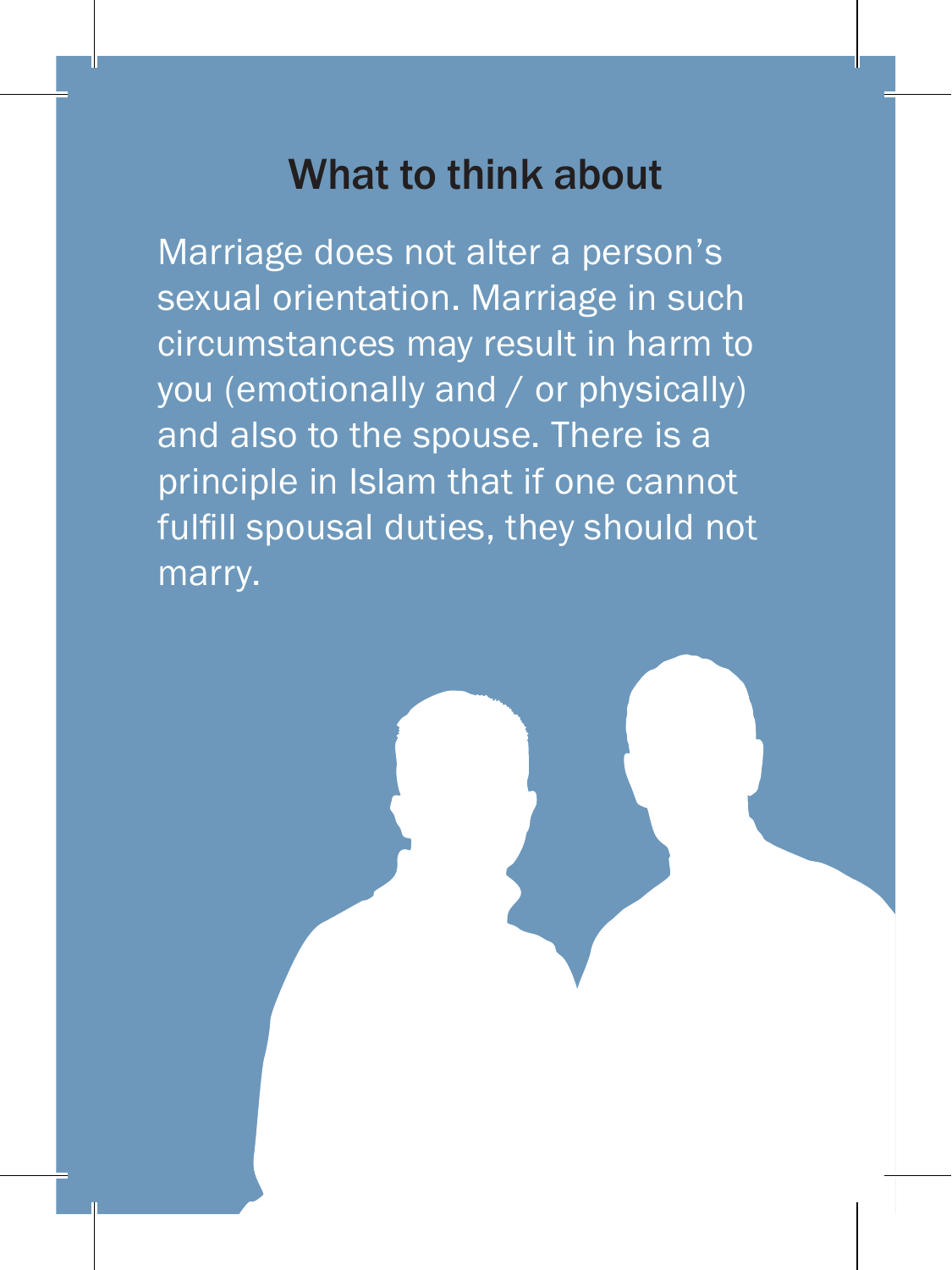## What to think about

Marriage does not alter a person's sexual orientation. Marriage in such circumstances may result in harm to you (emotionally and / or physically) and also to the spouse. There is a principle in Islam that if one cannot fulfill spousal duties, they should not marry.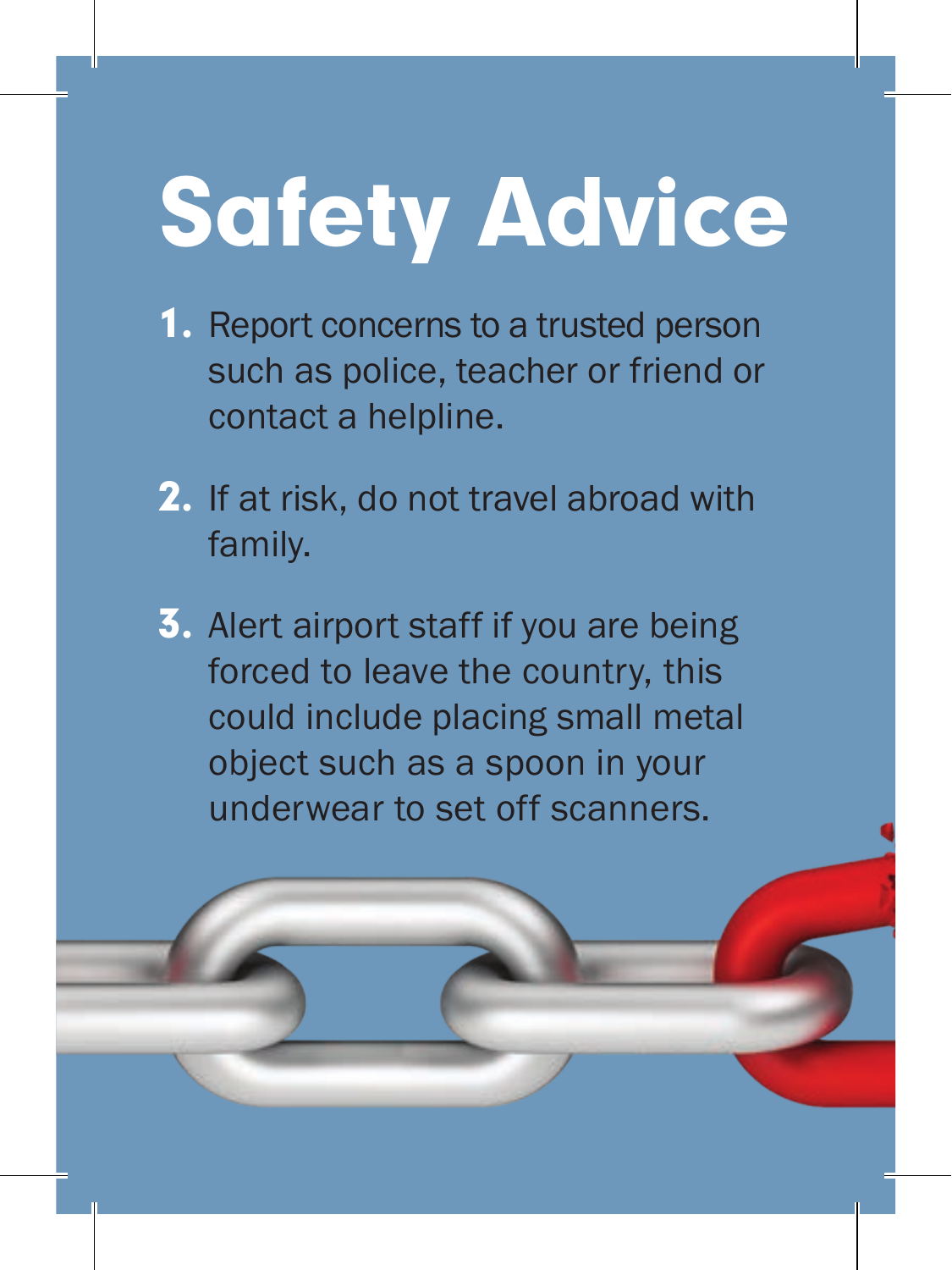# Safety Advice

1. Report concerns to a trusted person such as police, teacher or friend or contact a helpline.
2. If at risk, do not travel abroad with family.
3. Alert airport staff if you are being forced to leave the country, this could include placing small metal object such as a spoon in your underwear to set off scanners.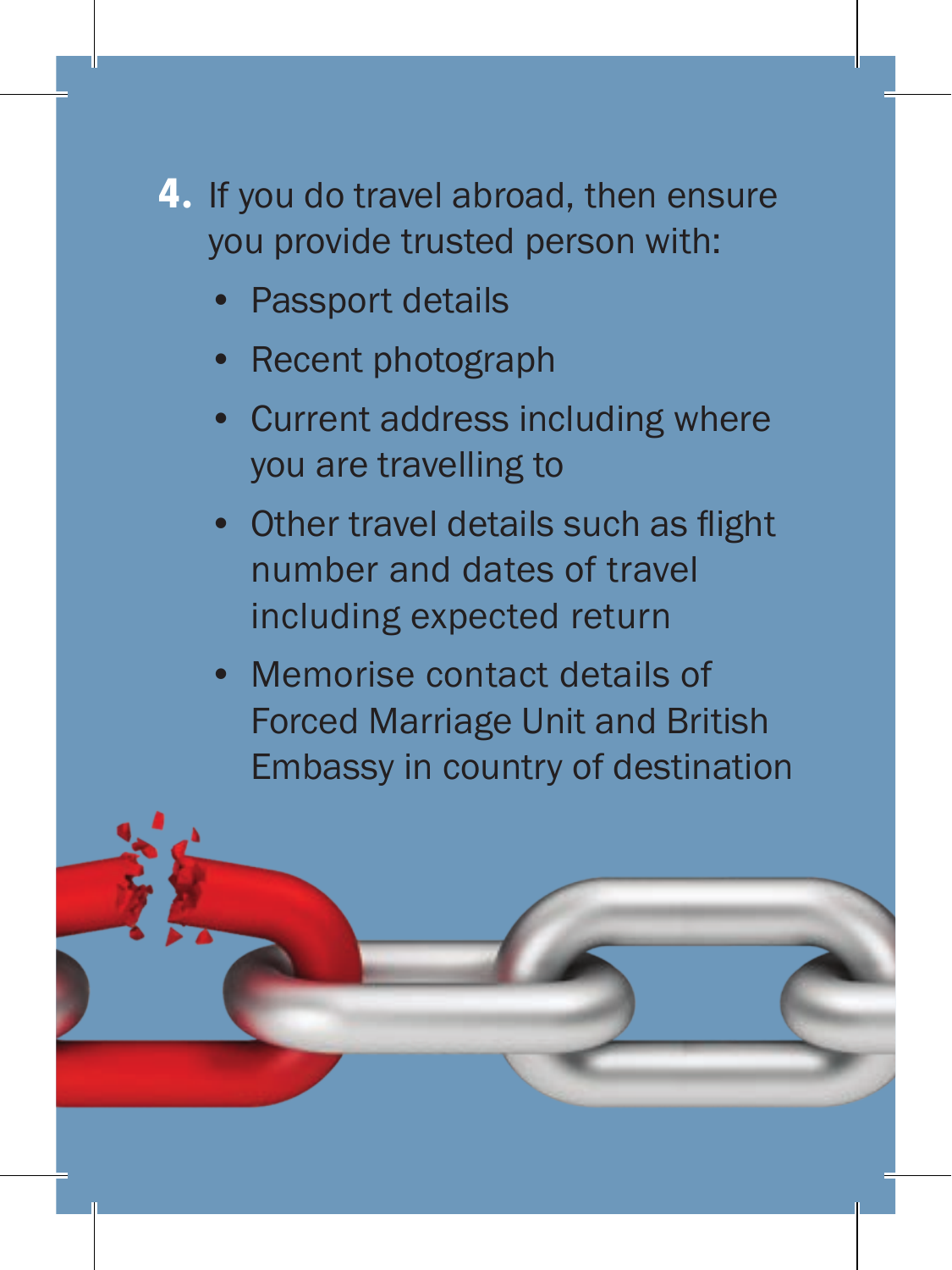4. If you do travel abroad, then ensure you provide trusted person with:
   - Passport details
   - Recent photograph
   - Current address including where you are travelling to
   - Other travel details such as flight number and dates of travel including expected return
   - Memorise contact details of Forced Marriage Unit and British Embassy in country of destination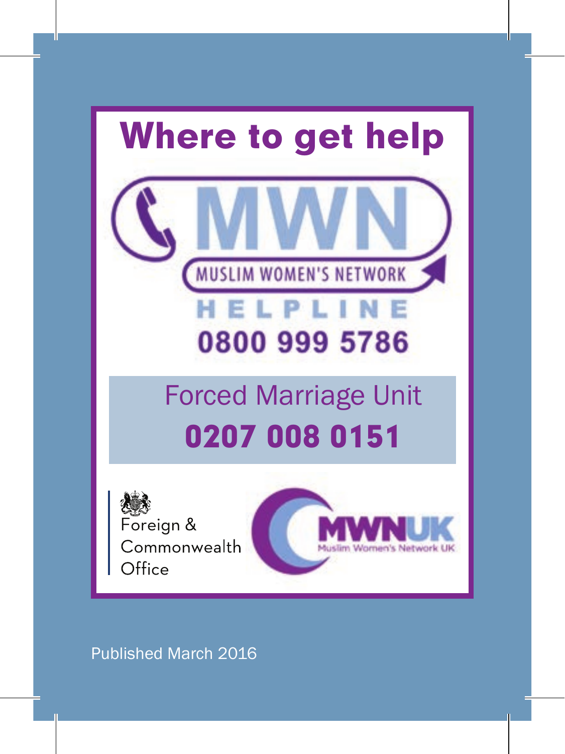# Where to get help

MWN

MUSLIM WOMEN'S NETWORK

HELPLINE

**0800 999 5786**

Forced Marriage Unit

**0207 008 0151**

Foreign & Commonwealth Office

MWNUK

Muslim Women's Network UK

Published March 2016